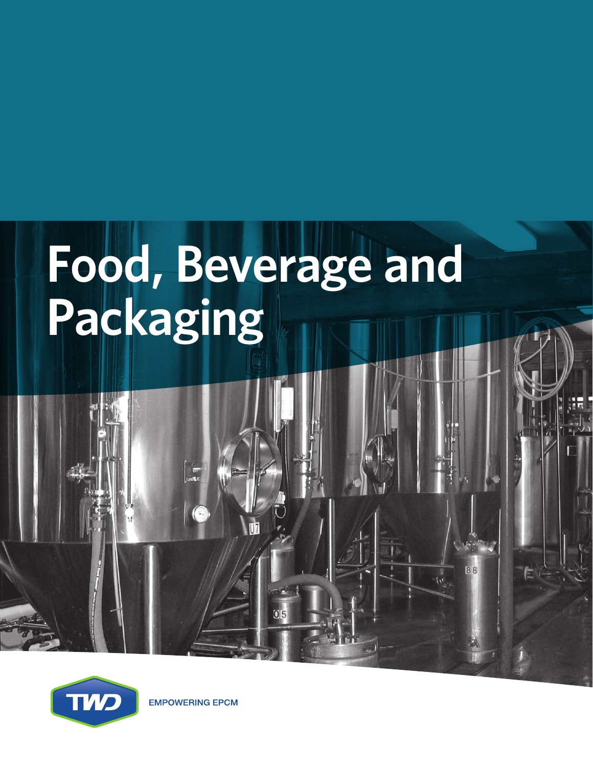# Food, Beverage and Packaging

TWD

EMPOWERING EPCM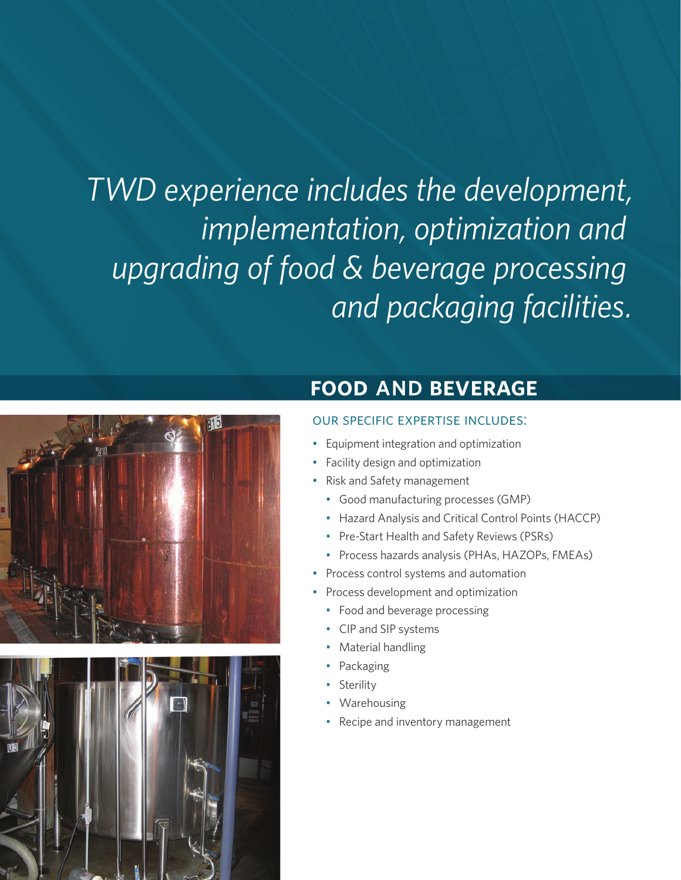*TWD experience includes the development, implementation, optimization and upgrading of food & beverage processing and packaging facilities.*

## FOOD AND BEVERAGE

### OUR SPECIFIC EXPERTISE INCLUDES:

- Equipment integration and optimization
- Facility design and optimization
- Risk and Safety management
  - Good manufacturing processes (GMP)
  - Hazard Analysis and Critical Control Points (HACCP)
  - Pre-Start Health and Safety Reviews (PSRs)
  - Process hazards analysis (PHAs, HAZOPs, FMEAs)
- Process control systems and automation
- Process development and optimization
  - Food and beverage processing
  - CIP and SIP systems
  - Material handling
  - Packaging
  - Sterility
  - Warehousing
  - Recipe and inventory management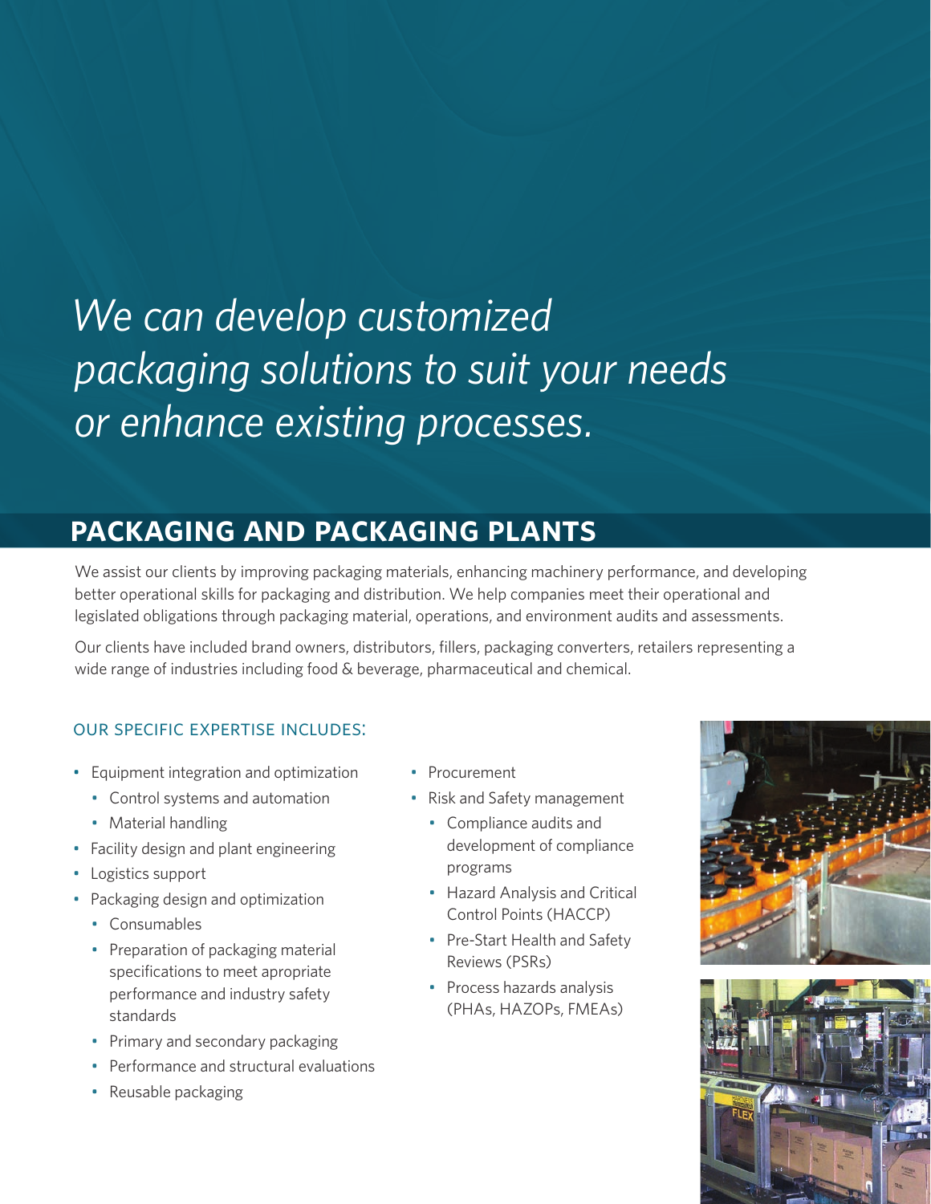*We can develop customized packaging solutions to suit your needs or enhance existing processes.*

## PACKAGING AND PACKAGING PLANTS

We assist our clients by improving packaging materials, enhancing machinery performance, and developing better operational skills for packaging and distribution. We help companies meet their operational and legislated obligations through packaging material, operations, and environment audits and assessments.

Our clients have included brand owners, distributors, fillers, packaging converters, retailers representing a wide range of industries including food & beverage, pharmaceutical and chemical.

### OUR SPECIFIC EXPERTISE INCLUDES:

- Equipment integration and optimization
  - Control systems and automation
  - Material handling
- Facility design and plant engineering
- Logistics support
- Packaging design and optimization
  - Consumables
  - Preparation of packaging material specifications to meet apropriate performance and industry safety standards
  - Primary and secondary packaging
  - Performance and structural evaluations
  - Reusable packaging
- Procurement
- Risk and Safety management
  - Compliance audits and development of compliance programs
  - Hazard Analysis and Critical Control Points (HACCP)
  - Pre-Start Health and Safety Reviews (PSRs)
  - Process hazards analysis (PHAs, HAZOPs, FMEAs)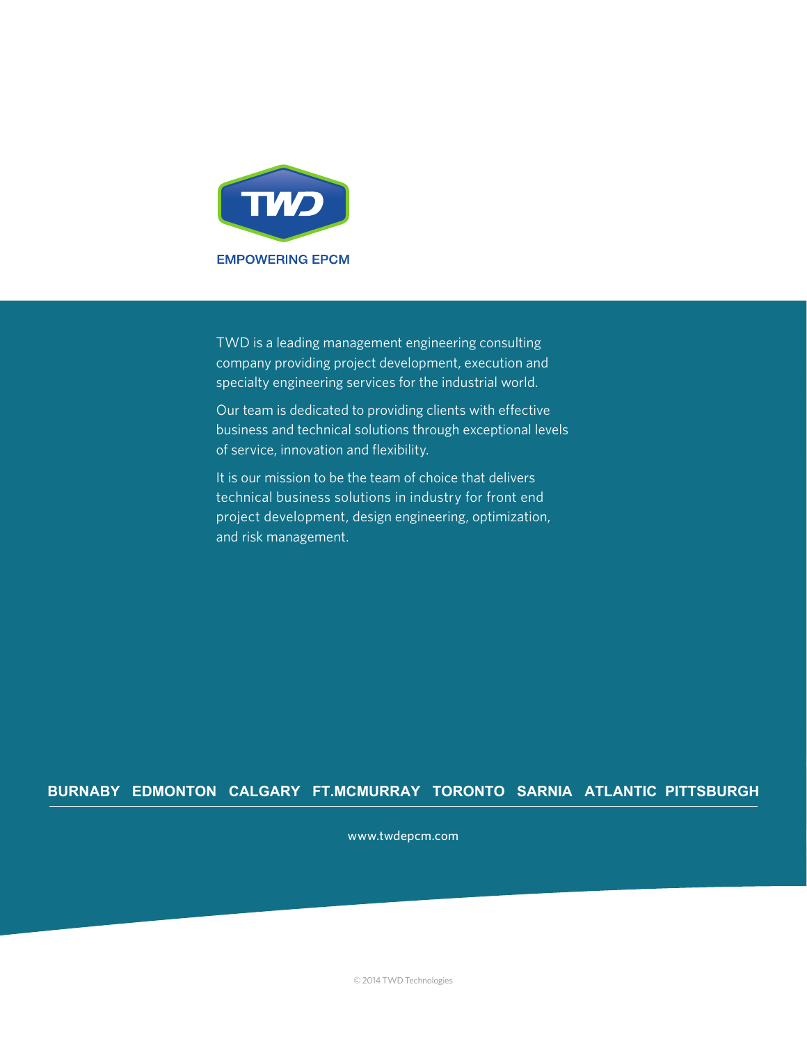TWD

EMPOWERING EPCM

TWD is a leading management engineering consulting company providing project development, execution and specialty engineering services for the industrial world.

Our team is dedicated to providing clients with effective business and technical solutions through exceptional levels of service, innovation and flexibility.

It is our mission to be the team of choice that delivers technical business solutions in industry for front end project development, design engineering, optimization, and risk management.

**BURNABY EDMONTON CALGARY FT.MCMURRAY TORONTO SARNIA ATLANTIC PITTSBURGH**

www.twdepcm.com

© 2014 TWD Technologies